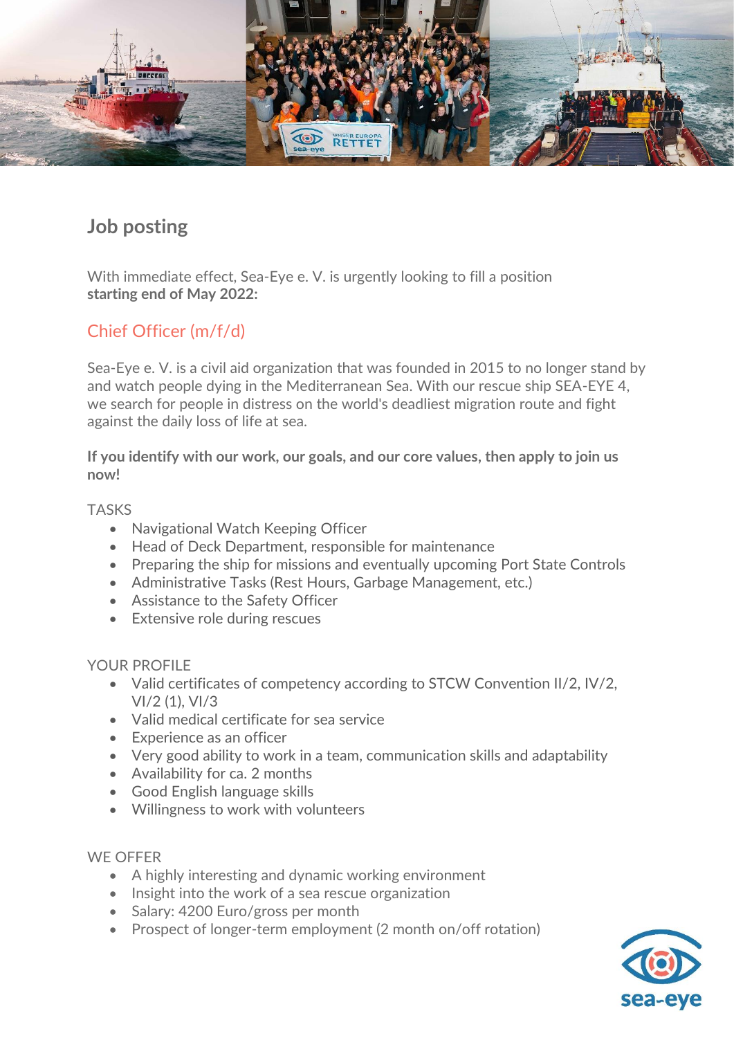# Job posting

With immediate effect, Sea-Eye e. V. is urgently looking to fill a position **starting end of May 2022:**

## Chief Officer (m/f/d)

Sea-Eye e. V. is a civil aid organization that was founded in 2015 to no longer stand by and watch people dying in the Mediterranean Sea. With our rescue ship SEA-EYE 4, we search for people in distress on the world's deadliest migration route and fight against the daily loss of life at sea.

**If you identify with our work, our goals, and our core values, then apply to join us now!**

TASKS

- Navigational Watch Keeping Officer
- Head of Deck Department, responsible for maintenance
- Preparing the ship for missions and eventually upcoming Port State Controls
- Administrative Tasks (Rest Hours, Garbage Management, etc.)
- Assistance to the Safety Officer
- Extensive role during rescues

YOUR PROFILE

- Valid certificates of competency according to STCW Convention II/2, IV/2, VI/2 (1), VI/3
- Valid medical certificate for sea service
- Experience as an officer
- Very good ability to work in a team, communication skills and adaptability
- Availability for ca. 2 months
- Good English language skills
- Willingness to work with volunteers

WE OFFER

- A highly interesting and dynamic working environment
- Insight into the work of a sea rescue organization
- Salary: 4200 Euro/gross per month
- Prospect of longer-term employment (2 month on/off rotation)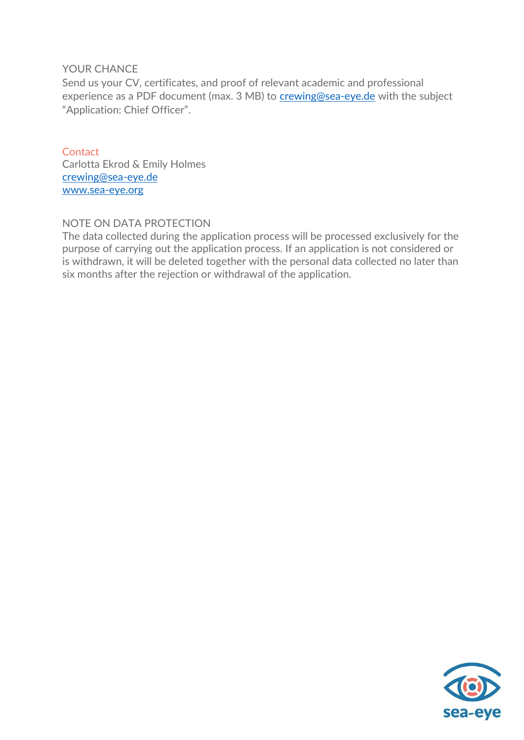## YOUR CHANCE

Send us your CV, certificates, and proof of relevant academic and professional experience as a PDF document (max. 3 MB) to crewing@sea-eye.de with the subject "Application: Chief Officer".

## Contact

Carlotta Ekrod & Emily Holmes
crewing@sea-eye.de
www.sea-eye.org

## NOTE ON DATA PROTECTION

The data collected during the application process will be processed exclusively for the purpose of carrying out the application process. If an application is not considered or is withdrawn, it will be deleted together with the personal data collected no later than six months after the rejection or withdrawal of the application.

sea-eye